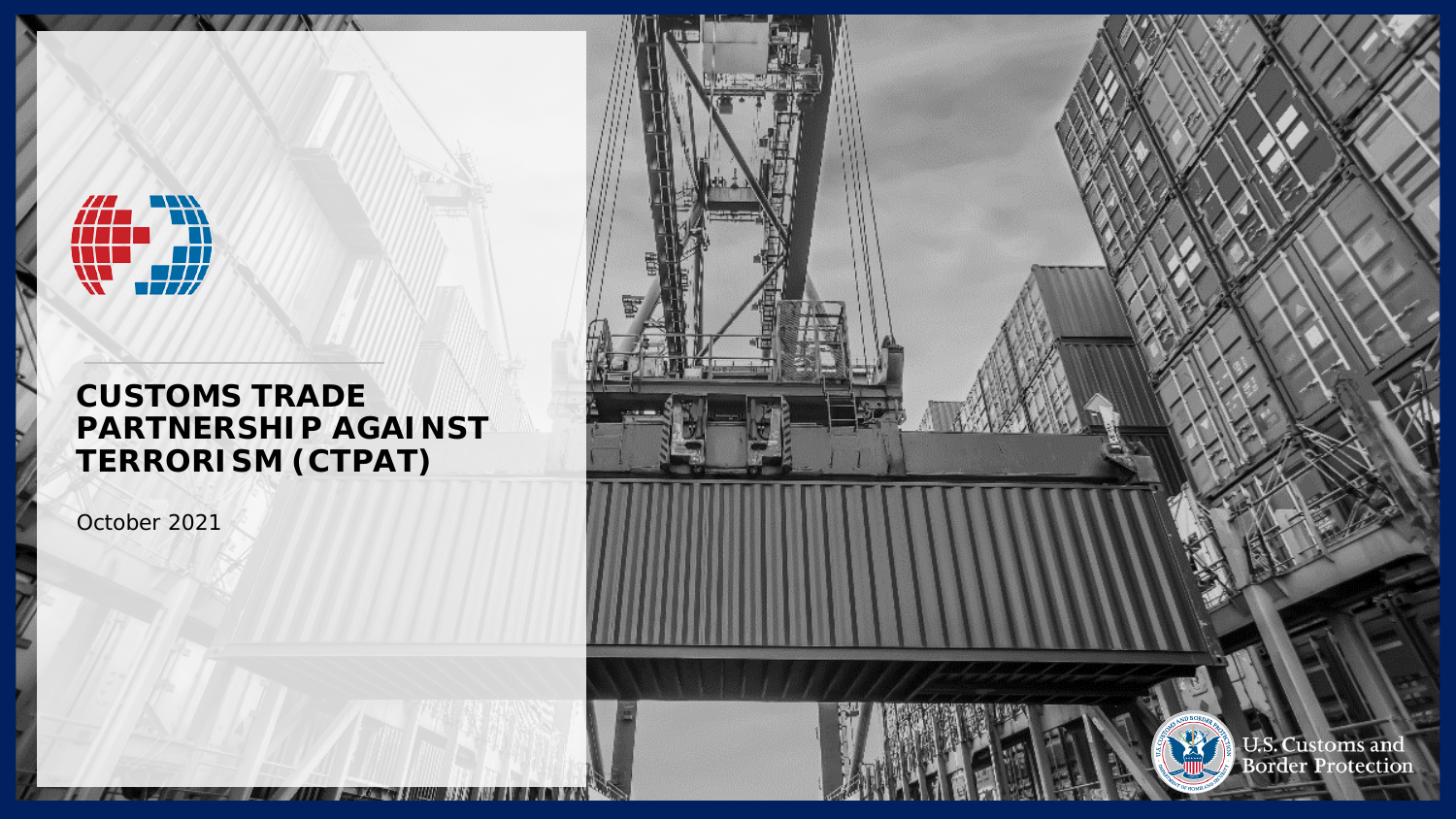# CUSTOMS TRADE PARTNERSHIP AGAINST TERRORISM (CTPAT)

October 2021

U.S. Customs and Border Protection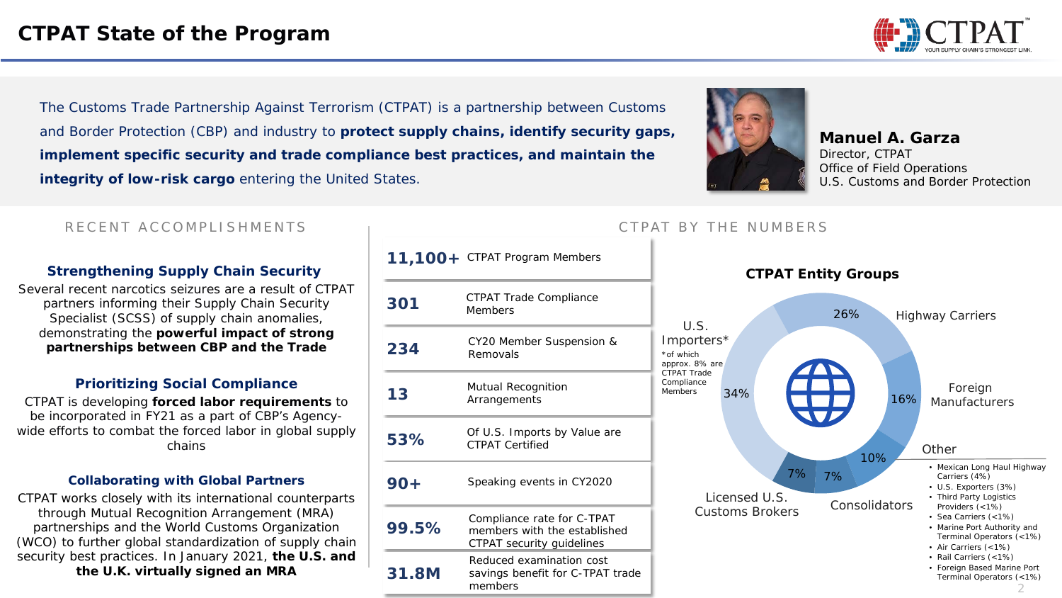# CTPAT State of the Program

The Customs Trade Partnership Against Terrorism (CTPAT) is a partnership between Customs and Border Protection (CBP) and industry to **protect supply chains, identify security gaps, implement specific security and trade compliance best practices, and maintain the integrity of low-risk cargo** entering the United States.

**Manuel A. Garza**
Director, CTPAT
Office of Field Operations
U.S. Customs and Border Protection

## RECENT ACCOMPLISHMENTS

### Strengthening Supply Chain Security

Several recent narcotics seizures are a result of CTPAT partners informing their Supply Chain Security Specialist (SCSS) of supply chain anomalies, demonstrating the **powerful impact of strong partnerships between CBP and the Trade**

### Prioritizing Social Compliance

CTPAT is developing **forced labor requirements** to be incorporated in FY21 as a part of CBP's Agency-wide efforts to combat the forced labor in global supply chains

### Collaborating with Global Partners

CTPAT works closely with its international counterparts through Mutual Recognition Arrangement (MRA) partnerships and the World Customs Organization (WCO) to further global standardization of supply chain security best practices. In January 2021, **the U.S. and the U.K. virtually signed an MRA**

## CTPAT BY THE NUMBERS

| | |
|---|---|
| **11,100+** | CTPAT Program Members |
| **301** | CTPAT Trade Compliance Members |
| **234** | CY20 Member Suspension & Removals |
| **13** | Mutual Recognition Arrangements |
| **53%** | Of U.S. Imports by Value are CTPAT Certified |
| **90+** | Speaking events in CY2020 |
| **99.5%** | Compliance rate for C-TPAT members with the established CTPAT security guidelines |
| **31.8M** | Reduced examination cost savings benefit for C-TPAT trade members |

### CTPAT Entity Groups

| Entity Group | Share |
|---|---|
| U.S. Importers* | 34% |
| Highway Carriers | 26% |
| Foreign Manufacturers | 16% |
| Other | 10% |
| Consolidators | 7% |
| Licensed U.S. Customs Brokers | 7% |

*of which approx. 8% are CTPAT Trade Compliance Members

Other:
- Mexican Long Haul Highway Carriers (4%)
- U.S. Exporters (3%)
- Third Party Logistics Providers (<1%)
- Sea Carriers (<1%)
- Marine Port Authority and Terminal Operators (<1%)
- Air Carriers (<1%)
- Rail Carriers (<1%)
- Foreign Based Marine Port Terminal Operators (<1%)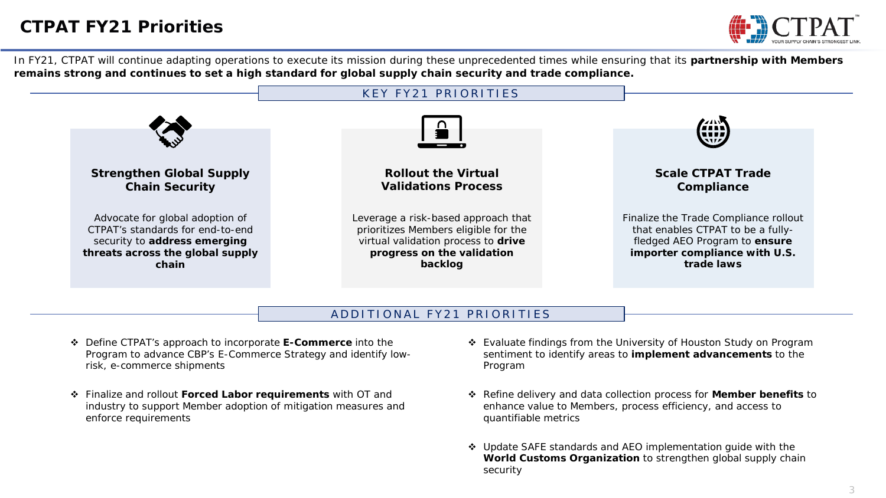# CTPAT FY21 Priorities

In FY21, CTPAT will continue adapting operations to execute its mission during these unprecedented times while ensuring that its **partnership with Members remains strong and continues to set a high standard for global supply chain security and trade compliance.**

## KEY FY21 PRIORITIES

### Strengthen Global Supply Chain Security

Advocate for global adoption of CTPAT's standards for end-to-end security to **address emerging threats across the global supply chain**

### Rollout the Virtual Validations Process

Leverage a risk-based approach that prioritizes Members eligible for the virtual validation process to **drive progress on the validation backlog**

### Scale CTPAT Trade Compliance

Finalize the Trade Compliance rollout that enables CTPAT to be a fully-fledged AEO Program to **ensure importer compliance with U.S. trade laws**

## ADDITIONAL FY21 PRIORITIES

- Define CTPAT's approach to incorporate **E-Commerce** into the Program to advance CBP's E-Commerce Strategy and identify low-risk, e-commerce shipments
- Finalize and rollout **Forced Labor requirements** with OT and industry to support Member adoption of mitigation measures and enforce requirements
- Evaluate findings from the University of Houston Study on Program sentiment to identify areas to **implement advancements** to the Program
- Refine delivery and data collection process for **Member benefits** to enhance value to Members, process efficiency, and access to quantifiable metrics
- Update SAFE standards and AEO implementation guide with the **World Customs Organization** to strengthen global supply chain security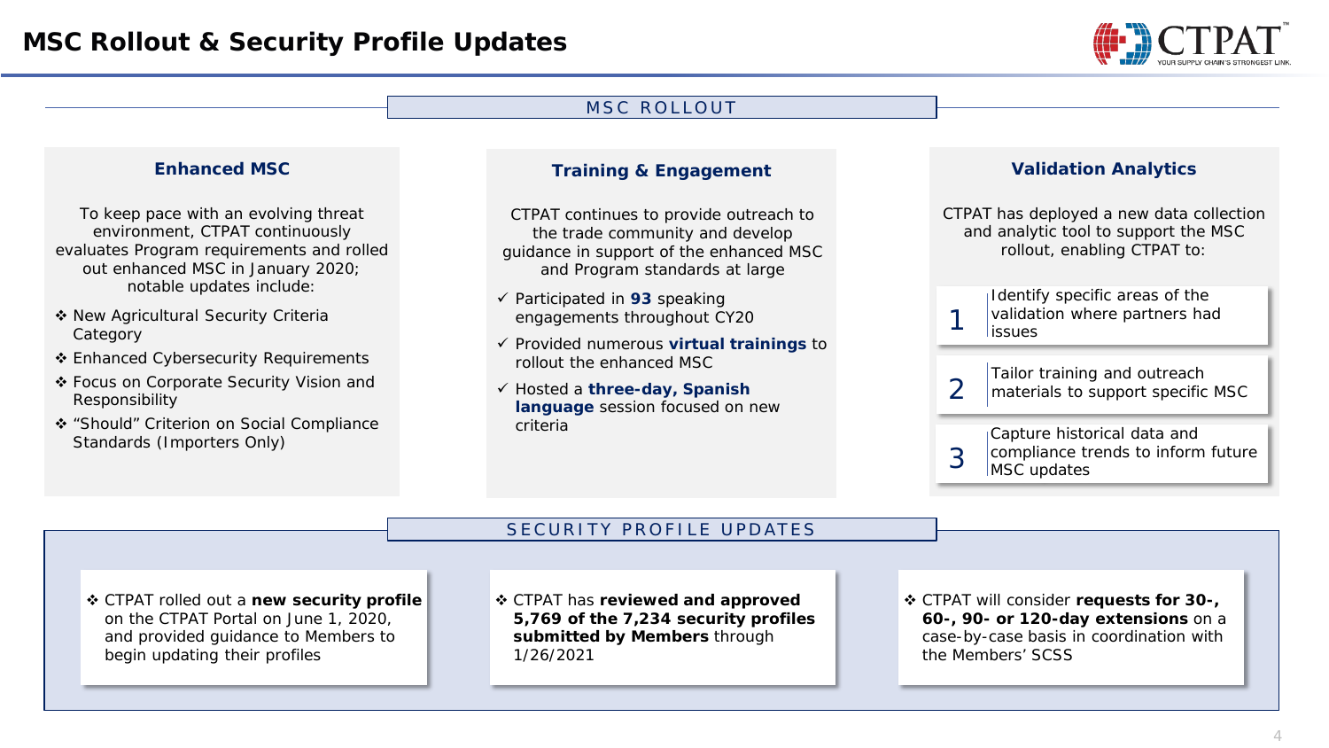# MSC Rollout & Security Profile Updates

## MSC ROLLOUT

### Enhanced MSC

To keep pace with an evolving threat environment, CTPAT continuously evaluates Program requirements and rolled out enhanced MSC in January 2020; notable updates include:

- ❖ New Agricultural Security Criteria Category
- ❖ Enhanced Cybersecurity Requirements
- ❖ Focus on Corporate Security Vision and Responsibility
- ❖ "Should" Criterion on Social Compliance Standards (Importers Only)

### Training & Engagement

CTPAT continues to provide outreach to the trade community and develop guidance in support of the enhanced MSC and Program standards at large

- ✓ Participated in **93** speaking engagements throughout CY20
- ✓ Provided numerous **virtual trainings** to rollout the enhanced MSC
- ✓ Hosted a **three-day, Spanish language** session focused on new criteria

### Validation Analytics

CTPAT has deployed a new data collection and analytic tool to support the MSC rollout, enabling CTPAT to:

1. Identify specific areas of the validation where partners had issues
2. Tailor training and outreach materials to support specific MSC
3. Capture historical data and compliance trends to inform future MSC updates

## SECURITY PROFILE UPDATES

- ❖ CTPAT rolled out a **new security profile** on the CTPAT Portal on June 1, 2020, and provided guidance to Members to begin updating their profiles
- ❖ CTPAT has **reviewed and approved 5,769 of the 7,234 security profiles submitted by Members** through 1/26/2021
- ❖ CTPAT will consider **requests for 30-, 60-, 90- or 120-day extensions** on a case-by-case basis in coordination with the Members' SCSS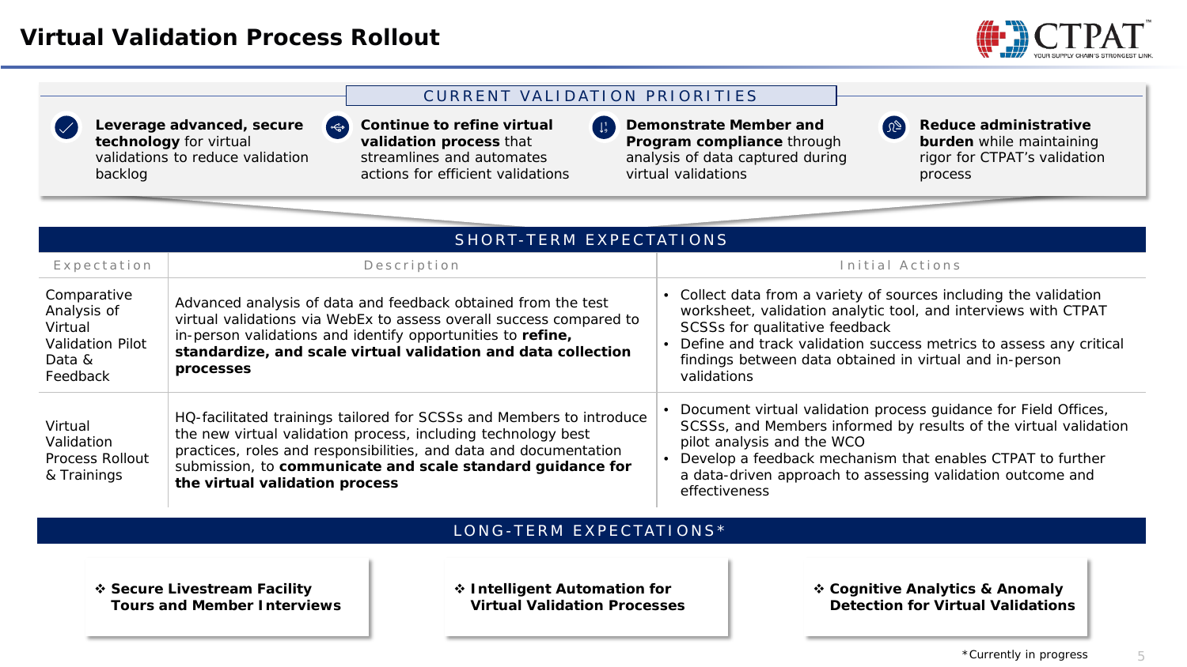# Virtual Validation Process Rollout

## CURRENT VALIDATION PRIORITIES

- **Leverage advanced, secure technology** for virtual validations to reduce validation backlog
- **Continue to refine virtual validation process** that streamlines and automates actions for efficient validations
- **Demonstrate Member and Program compliance** through analysis of data captured during virtual validations
- **Reduce administrative burden** while maintaining rigor for CTPAT's validation process

## SHORT-TERM EXPECTATIONS

| Expectation | Description | Initial Actions |
|---|---|---|
| Comparative Analysis of Virtual Validation Pilot Data & Feedback | Advanced analysis of data and feedback obtained from the test virtual validations via WebEx to assess overall success compared to in-person validations and identify opportunities to **refine, standardize, and scale virtual validation and data collection processes** | • Collect data from a variety of sources including the validation worksheet, validation analytic tool, and interviews with CTPAT SCSSs for qualitative feedback<br>• Define and track validation success metrics to assess any critical findings between data obtained in virtual and in-person validations |
| Virtual Validation Process Rollout & Trainings | HQ-facilitated trainings tailored for SCSSs and Members to introduce the new virtual validation process, including technology best practices, roles and responsibilities, and data and documentation submission, to **communicate and scale standard guidance for the virtual validation process** | • Document virtual validation process guidance for Field Offices, SCSSs, and Members informed by results of the virtual validation pilot analysis and the WCO<br>• Develop a feedback mechanism that enables CTPAT to further a data-driven approach to assessing validation outcome and effectiveness |

## LONG-TERM EXPECTATIONS*

- ❖ **Secure Livestream Facility Tours and Member Interviews**
- ❖ **Intelligent Automation for Virtual Validation Processes**
- ❖ **Cognitive Analytics & Anomaly Detection for Virtual Validations**

*Currently in progress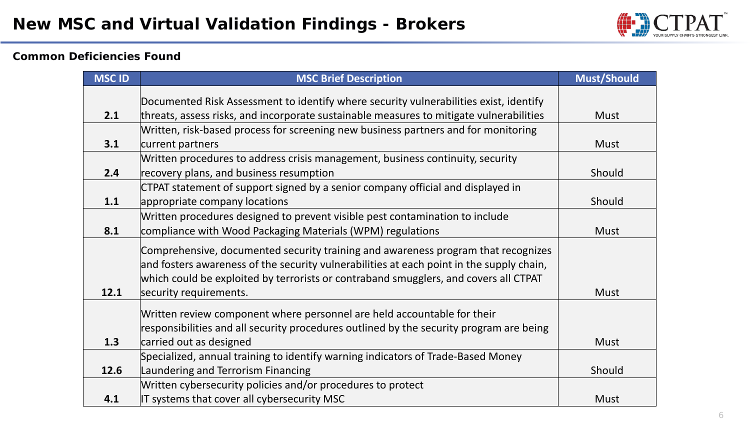# New MSC and Virtual Validation Findings - Brokers

**Common Deficiencies Found**

| MSC ID | MSC Brief Description | Must/Should |
|---|---|---|
| 2.1 | Documented Risk Assessment to identify where security vulnerabilities exist, identify threats, assess risks, and incorporate sustainable measures to mitigate vulnerabilities | Must |
| 3.1 | Written, risk-based process for screening new business partners and for monitoring current partners | Must |
| 2.4 | Written procedures to address crisis management, business continuity, security recovery plans, and business resumption | Should |
| 1.1 | CTPAT statement of support signed by a senior company official and displayed in appropriate company locations | Should |
| 8.1 | Written procedures designed to prevent visible pest contamination to include compliance with Wood Packaging Materials (WPM) regulations | Must |
| 12.1 | Comprehensive, documented security training and awareness program that recognizes and fosters awareness of the security vulnerabilities at each point in the supply chain, which could be exploited by terrorists or contraband smugglers, and covers all CTPAT security requirements. | Must |
| 1.3 | Written review component where personnel are held accountable for their responsibilities and all security procedures outlined by the security program are being carried out as designed | Must |
| 12.6 | Specialized, annual training to identify warning indicators of Trade-Based Money Laundering and Terrorism Financing | Should |
| 4.1 | Written cybersecurity policies and/or procedures to protect IT systems that cover all cybersecurity MSC | Must |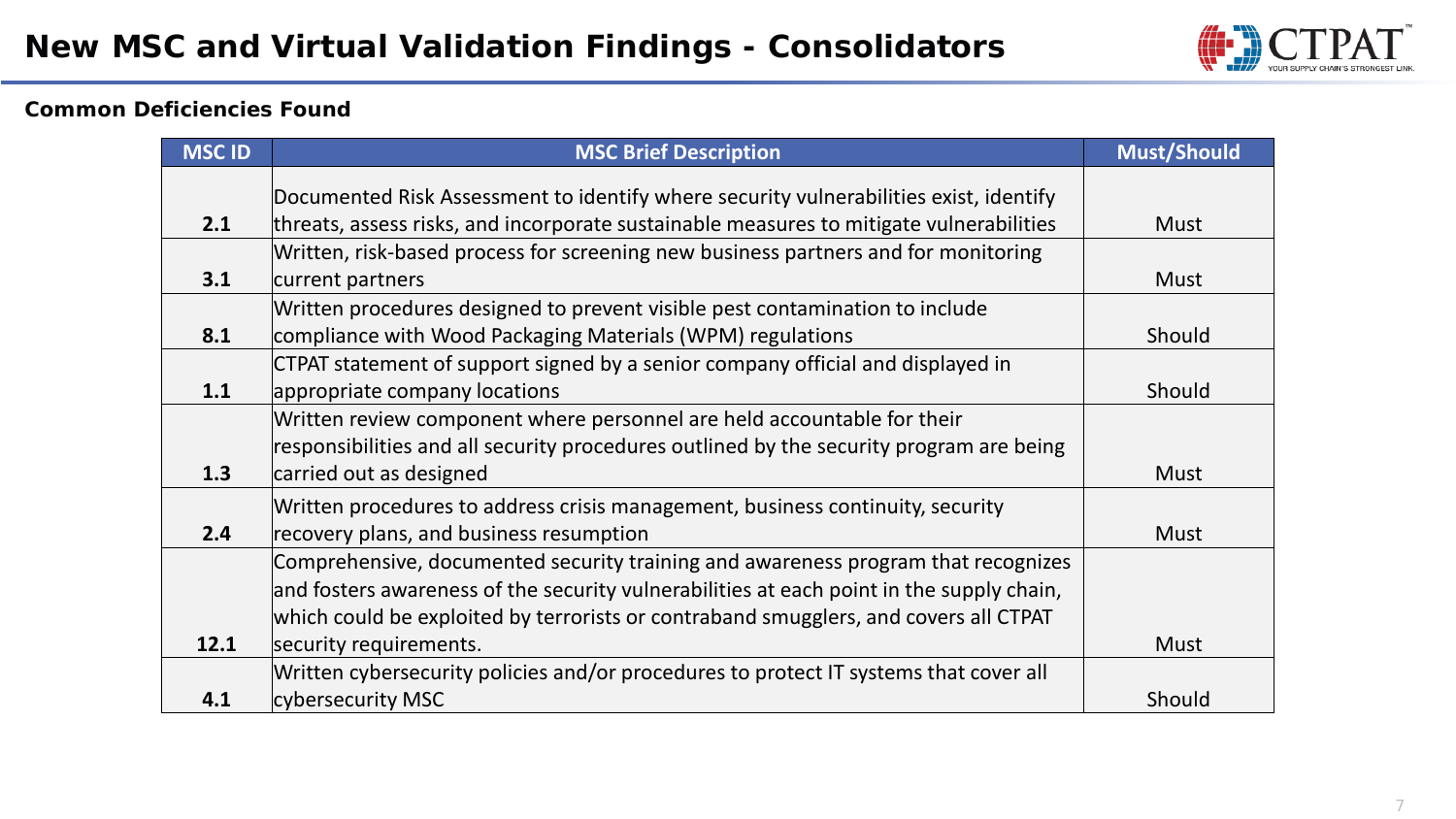# New MSC and Virtual Validation Findings - Consolidators

**Common Deficiencies Found**

| MSC ID | MSC Brief Description | Must/Should |
|---|---|---|
| 2.1 | Documented Risk Assessment to identify where security vulnerabilities exist, identify threats, assess risks, and incorporate sustainable measures to mitigate vulnerabilities | Must |
| 3.1 | Written, risk-based process for screening new business partners and for monitoring current partners | Must |
| 8.1 | Written procedures designed to prevent visible pest contamination to include compliance with Wood Packaging Materials (WPM) regulations | Should |
| 1.1 | CTPAT statement of support signed by a senior company official and displayed in appropriate company locations | Should |
| 1.3 | Written review component where personnel are held accountable for their responsibilities and all security procedures outlined by the security program are being carried out as designed | Must |
| 2.4 | Written procedures to address crisis management, business continuity, security recovery plans, and business resumption | Must |
| 12.1 | Comprehensive, documented security training and awareness program that recognizes and fosters awareness of the security vulnerabilities at each point in the supply chain, which could be exploited by terrorists or contraband smugglers, and covers all CTPAT security requirements. | Must |
| 4.1 | Written cybersecurity policies and/or procedures to protect IT systems that cover all cybersecurity MSC | Should |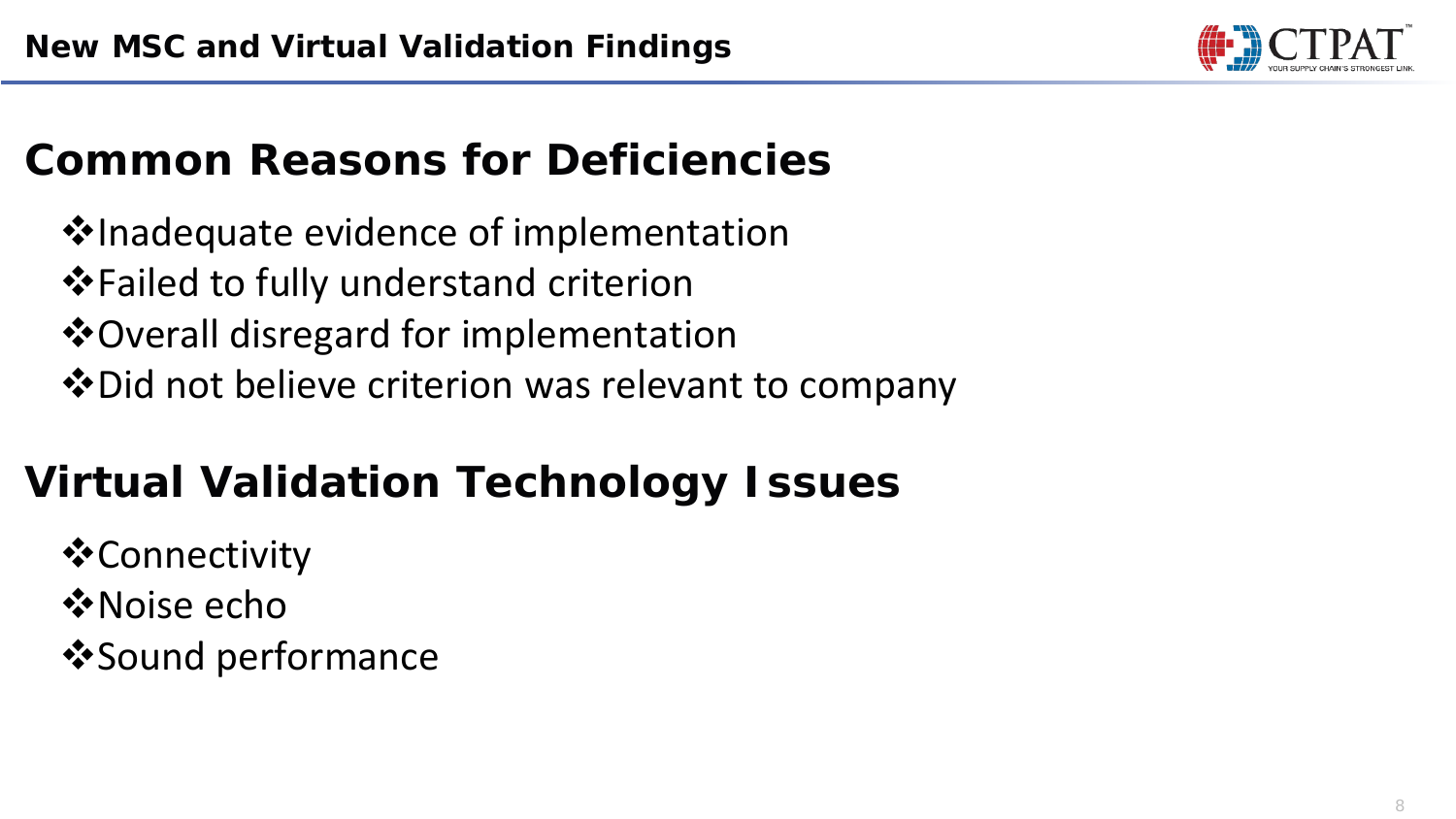# New MSC and Virtual Validation Findings

## Common Reasons for Deficiencies

- Inadequate evidence of implementation
- Failed to fully understand criterion
- Overall disregard for implementation
- Did not believe criterion was relevant to company

## Virtual Validation Technology Issues

- Connectivity
- Noise echo
- Sound performance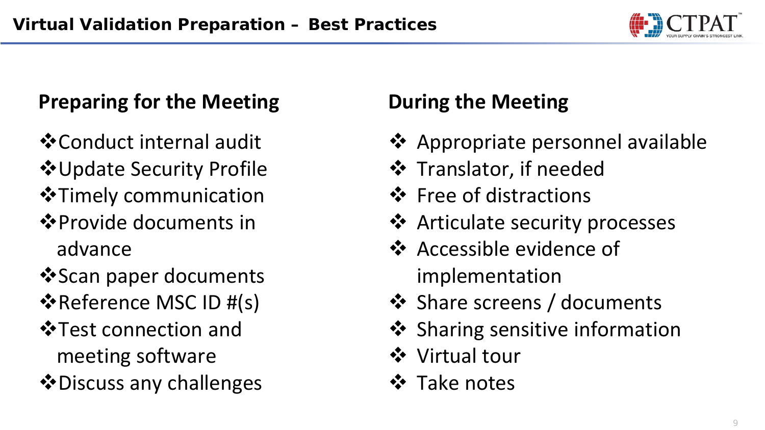# Virtual Validation Preparation – Best Practices

## Preparing for the Meeting

- Conduct internal audit
- Update Security Profile
- Timely communication
- Provide documents in advance
- Scan paper documents
- Reference MSC ID #(s)
- Test connection and meeting software
- Discuss any challenges

## During the Meeting

- Appropriate personnel available
- Translator, if needed
- Free of distractions
- Articulate security processes
- Accessible evidence of implementation
- Share screens / documents
- Sharing sensitive information
- Virtual tour
- Take notes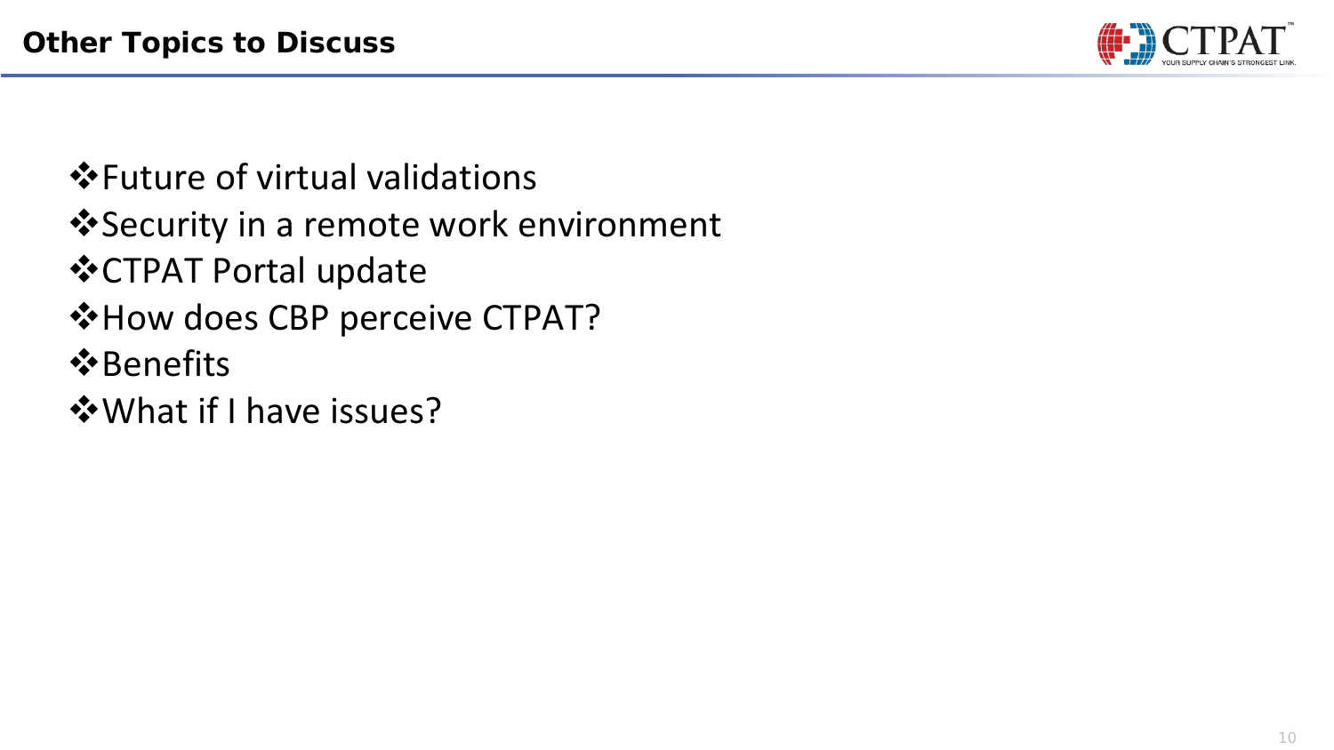## Other Topics to Discuss

- Future of virtual validations
- Security in a remote work environment
- CTPAT Portal update
- How does CBP perceive CTPAT?
- Benefits
- What if I have issues?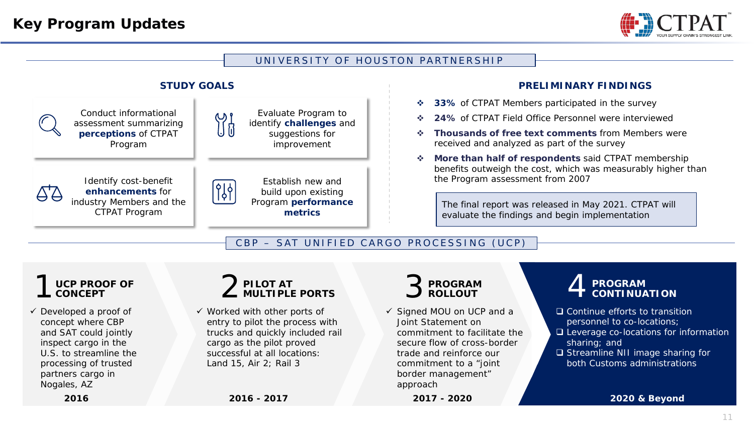# Key Program Updates

## UNIVERSITY OF HOUSTON PARTNERSHIP

### STUDY GOALS

- Conduct informational assessment summarizing **perceptions** of CTPAT Program
- Evaluate Program to identify **challenges** and suggestions for improvement
- Identify cost-benefit **enhancements** for industry Members and the CTPAT Program
- Establish new and build upon existing Program **performance metrics**

### PRELIMINARY FINDINGS

- **33%** of CTPAT Members participated in the survey
- **24%** of CTPAT Field Office Personnel were interviewed
- **Thousands of free text comments** from Members were received and analyzed as part of the survey
- **More than half of respondents** said CTPAT membership benefits outweigh the cost, which was measurably higher than the Program assessment from 2007

The final report was released in May 2021. CTPAT will evaluate the findings and begin implementation

## CBP – SAT UNIFIED CARGO PROCESSING (UCP)

### 1 UCP PROOF OF CONCEPT

- ✓ Developed a proof of concept where CBP and SAT could jointly inspect cargo in the U.S. to streamline the processing of trusted partners cargo in Nogales, AZ

**2016**

### 2 PILOT AT MULTIPLE PORTS

- ✓ Worked with other ports of entry to pilot the process with trucks and quickly included rail cargo as the pilot proved successful at all locations: Land 15, Air 2; Rail 3

**2016 - 2017**

### 3 PROGRAM ROLLOUT

- ✓ Signed MOU on UCP and a Joint Statement on commitment to facilitate the secure flow of cross-border trade and reinforce our commitment to a "joint border management" approach

**2017 - 2020**

### 4 PROGRAM CONTINUATION

- ❑ Continue efforts to transition personnel to co-locations;
- ❑ Leverage co-locations for information sharing; and
- ❑ Streamline NII image sharing for both Customs administrations

**2020 & Beyond**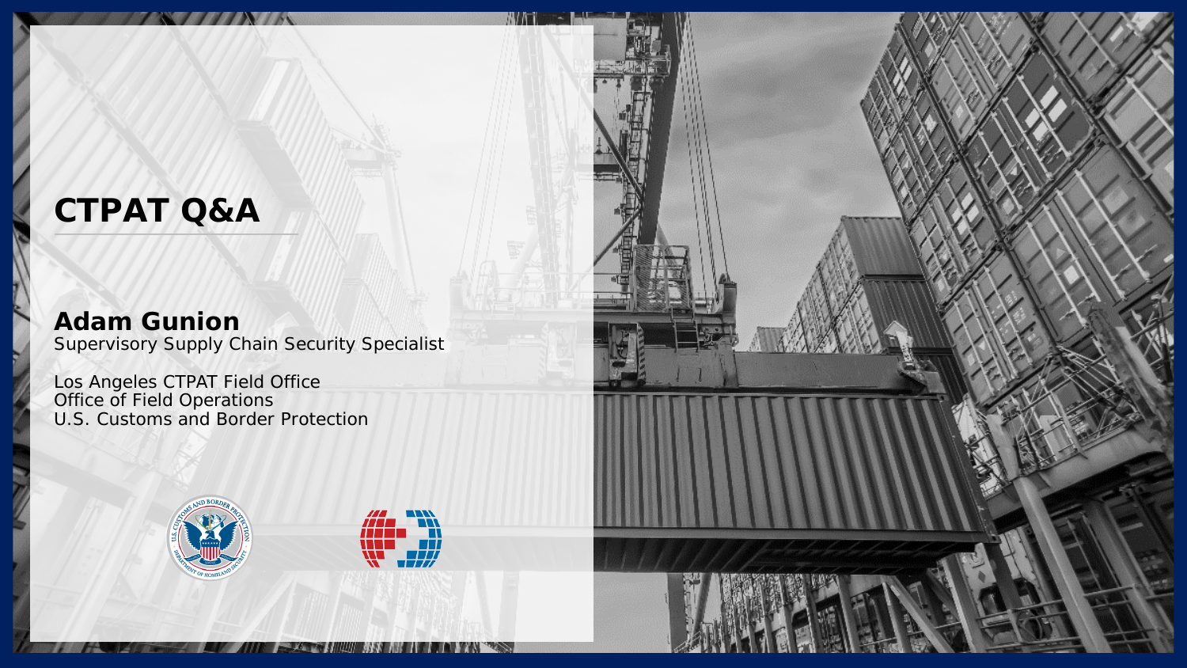# CTPAT Q&A

**Adam Gunion**
Supervisory Supply Chain Security Specialist

Los Angeles CTPAT Field Office
Office of Field Operations
U.S. Customs and Border Protection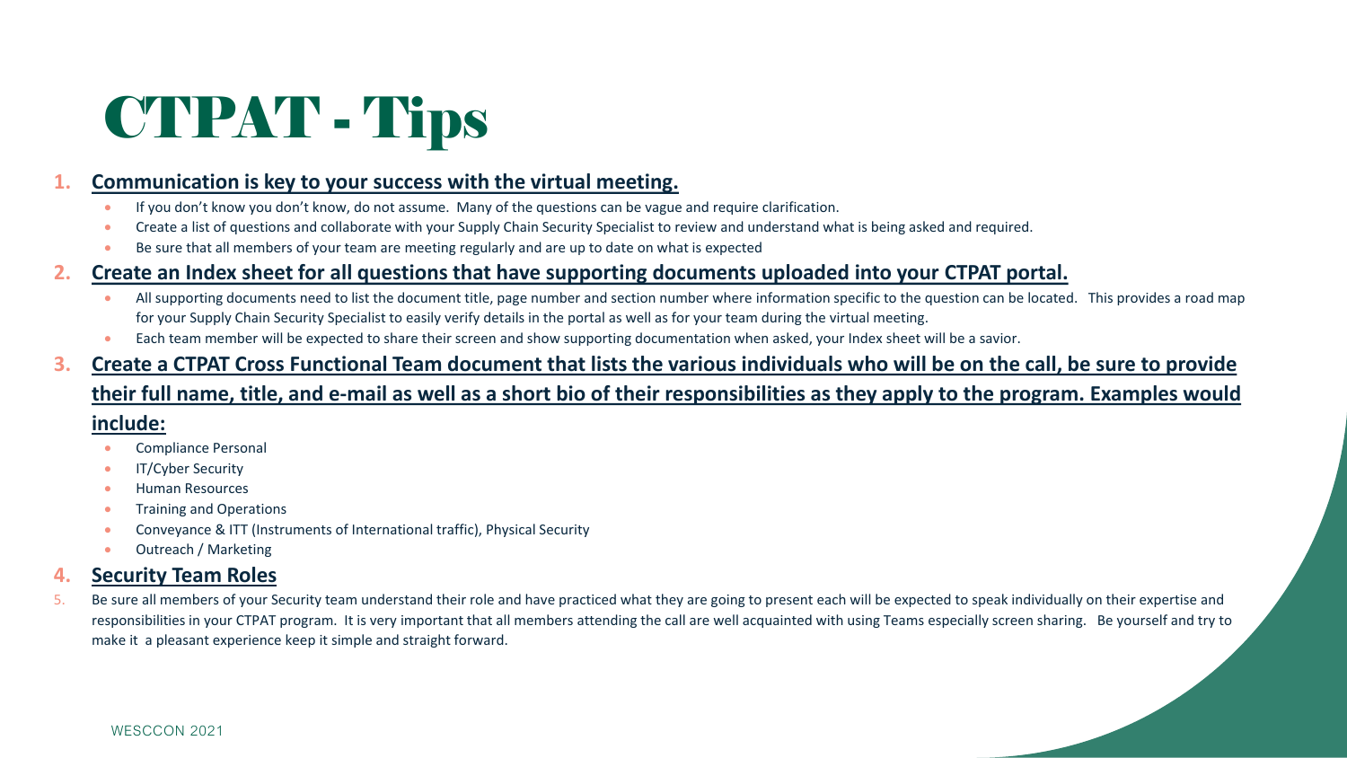# CTPAT - Tips

1. **Communication is key to your success with the virtual meeting.**
   - If you don't know you don't know, do not assume. Many of the questions can be vague and require clarification.
   - Create a list of questions and collaborate with your Supply Chain Security Specialist to review and understand what is being asked and required.
   - Be sure that all members of your team are meeting regularly and are up to date on what is expected
2. **Create an Index sheet for all questions that have supporting documents uploaded into your CTPAT portal.**
   - All supporting documents need to list the document title, page number and section number where information specific to the question can be located. This provides a road map for your Supply Chain Security Specialist to easily verify details in the portal as well as for your team during the virtual meeting.
   - Each team member will be expected to share their screen and show supporting documentation when asked, your Index sheet will be a savior.
3. **Create a CTPAT Cross Functional Team document that lists the various individuals who will be on the call, be sure to provide their full name, title, and e-mail as well as a short bio of their responsibilities as they apply to the program. Examples would include:**
   - Compliance Personal
   - IT/Cyber Security
   - Human Resources
   - Training and Operations
   - Conveyance & ITT (Instruments of International traffic), Physical Security
   - Outreach / Marketing
4. **Security Team Roles**
5. Be sure all members of your Security team understand their role and have practiced what they are going to present each will be expected to speak individually on their expertise and responsibilities in your CTPAT program. It is very important that all members attending the call are well acquainted with using Teams especially screen sharing. Be yourself and try to make it a pleasant experience keep it simple and straight forward.